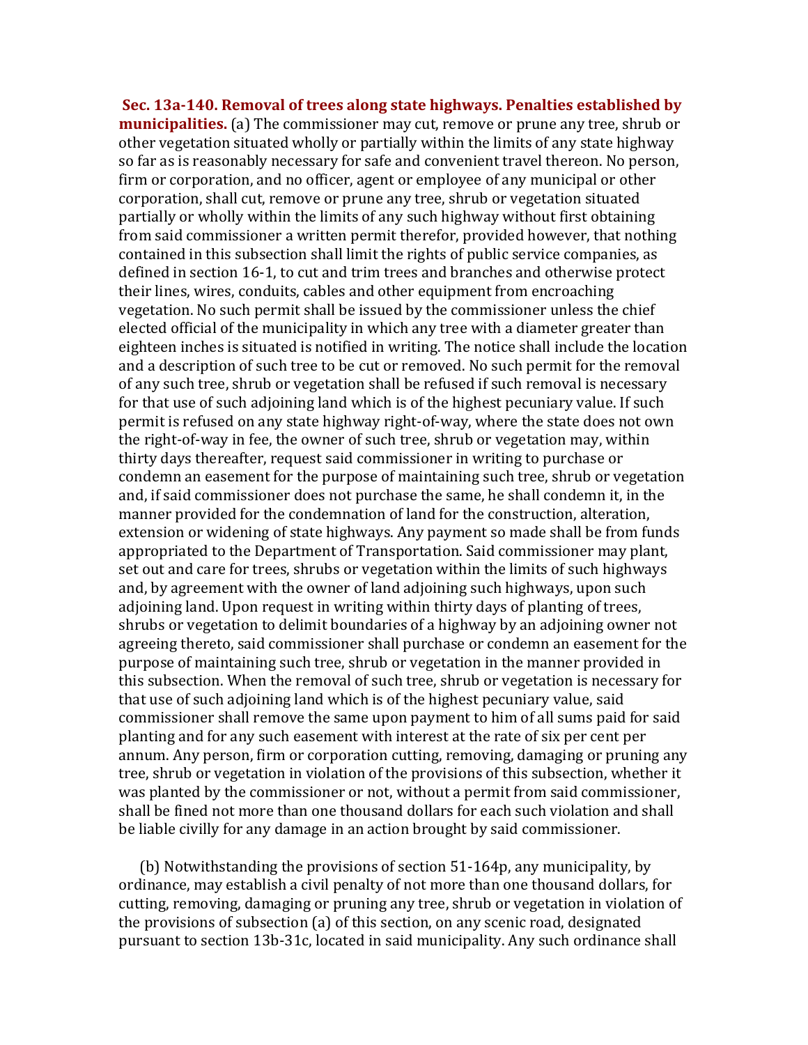**Sec. 13a-140. Removal of trees along state highways. Penalties established by municipalities.** (a) The commissioner may cut, remove or prune any tree, shrub or other vegetation situated wholly or partially within the limits of any state highway so far as is reasonably necessary for safe and convenient travel thereon. No person, firm or corporation, and no officer, agent or employee of any municipal or other corporation, shall cut, remove or prune any tree, shrub or vegetation situated partially or wholly within the limits of any such highway without first obtaining from said commissioner a written permit therefor, provided however, that nothing contained in this subsection shall limit the rights of public service companies, as defined in section 16-1, to cut and trim trees and branches and otherwise protect their lines, wires, conduits, cables and other equipment from encroaching vegetation. No such permit shall be issued by the commissioner unless the chief elected official of the municipality in which any tree with a diameter greater than eighteen inches is situated is notified in writing. The notice shall include the location and a description of such tree to be cut or removed. No such permit for the removal of any such tree, shrub or vegetation shall be refused if such removal is necessary for that use of such adjoining land which is of the highest pecuniary value. If such permit is refused on any state highway right-of-way, where the state does not own the right-of-way in fee, the owner of such tree, shrub or vegetation may, within thirty days thereafter, request said commissioner in writing to purchase or condemn an easement for the purpose of maintaining such tree, shrub or vegetation and, if said commissioner does not purchase the same, he shall condemn it, in the manner provided for the condemnation of land for the construction, alteration, extension or widening of state highways. Any payment so made shall be from funds appropriated to the Department of Transportation. Said commissioner may plant, set out and care for trees, shrubs or vegetation within the limits of such highways and, by agreement with the owner of land adjoining such highways, upon such adjoining land. Upon request in writing within thirty days of planting of trees, shrubs or vegetation to delimit boundaries of a highway by an adjoining owner not agreeing thereto, said commissioner shall purchase or condemn an easement for the purpose of maintaining such tree, shrub or vegetation in the manner provided in this subsection. When the removal of such tree, shrub or vegetation is necessary for that use of such adjoining land which is of the highest pecuniary value, said commissioner shall remove the same upon payment to him of all sums paid for said planting and for any such easement with interest at the rate of six per cent per annum. Any person, firm or corporation cutting, removing, damaging or pruning any tree, shrub or vegetation in violation of the provisions of this subsection, whether it was planted by the commissioner or not, without a permit from said commissioner, shall be fined not more than one thousand dollars for each such violation and shall be liable civilly for any damage in an action brought by said commissioner.

(b) Notwithstanding the provisions of section 51-164p, any municipality, by ordinance, may establish a civil penalty of not more than one thousand dollars, for cutting, removing, damaging or pruning any tree, shrub or vegetation in violation of the provisions of subsection (a) of this section, on any scenic road, designated pursuant to section 13b-31c, located in said municipality. Any such ordinance shall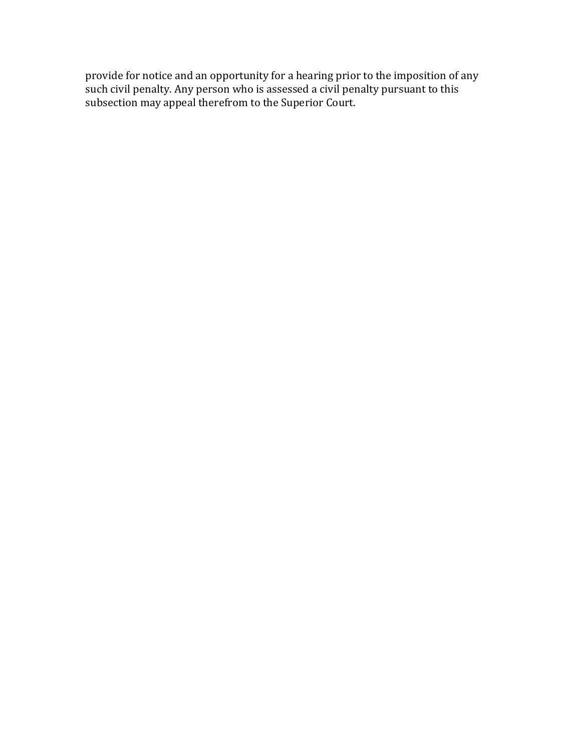provide for notice and an opportunity for a hearing prior to the imposition of any such civil penalty. Any person who is assessed a civil penalty pursuant to this subsection may appeal therefrom to the Superior Court.